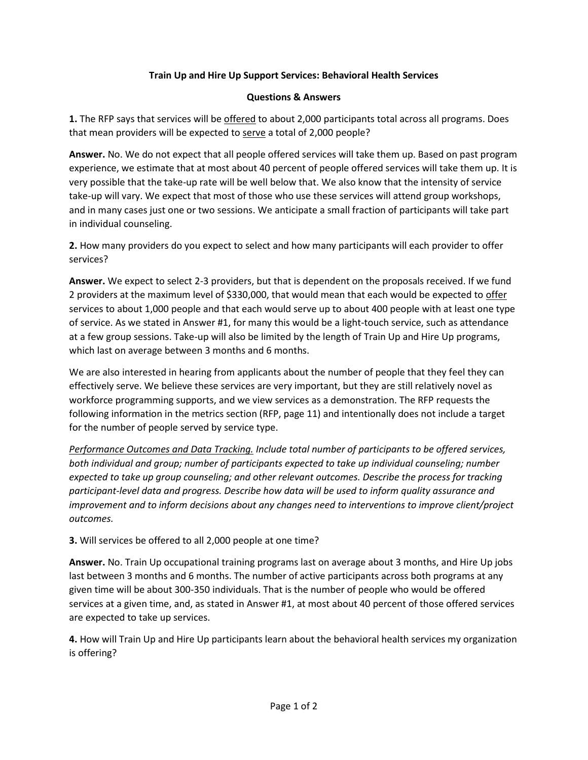**Train Up and Hire Up Support Services: Behavioral Health Services**

**Questions & Answers**

**1.** The RFP says that services will be offered to about 2,000 participants total across all programs. Does that mean providers will be expected to serve a total of 2,000 people?

**Answer.** No. We do not expect that all people offered services will take them up. Based on past program experience, we estimate that at most about 40 percent of people offered services will take them up. It is very possible that the take-up rate will be well below that. We also know that the intensity of service take-up will vary. We expect that most of those who use these services will attend group workshops, and in many cases just one or two sessions. We anticipate a small fraction of participants will take part in individual counseling.

**2.** How many providers do you expect to select and how many participants will each provider to offer services?

**Answer.** We expect to select 2-3 providers, but that is dependent on the proposals received. If we fund 2 providers at the maximum level of $330,000, that would mean that each would be expected to offer services to about 1,000 people and that each would serve up to about 400 people with at least one type of service. As we stated in Answer #1, for many this would be a light-touch service, such as attendance at a few group sessions. Take-up will also be limited by the length of Train Up and Hire Up programs, which last on average between 3 months and 6 months.

We are also interested in hearing from applicants about the number of people that they feel they can effectively serve. We believe these services are very important, but they are still relatively novel as workforce programming supports, and we view services as a demonstration. The RFP requests the following information in the metrics section (RFP, page 11) and intentionally does not include a target for the number of people served by service type.

*Performance Outcomes and Data Tracking. Include total number of participants to be offered services, both individual and group; number of participants expected to take up individual counseling; number expected to take up group counseling; and other relevant outcomes. Describe the process for tracking participant-level data and progress. Describe how data will be used to inform quality assurance and improvement and to inform decisions about any changes need to interventions to improve client/project outcomes.*

**3.** Will services be offered to all 2,000 people at one time?

**Answer.** No. Train Up occupational training programs last on average about 3 months, and Hire Up jobs last between 3 months and 6 months. The number of active participants across both programs at any given time will be about 300-350 individuals. That is the number of people who would be offered services at a given time, and, as stated in Answer #1, at most about 40 percent of those offered services are expected to take up services.

**4.** How will Train Up and Hire Up participants learn about the behavioral health services my organization is offering?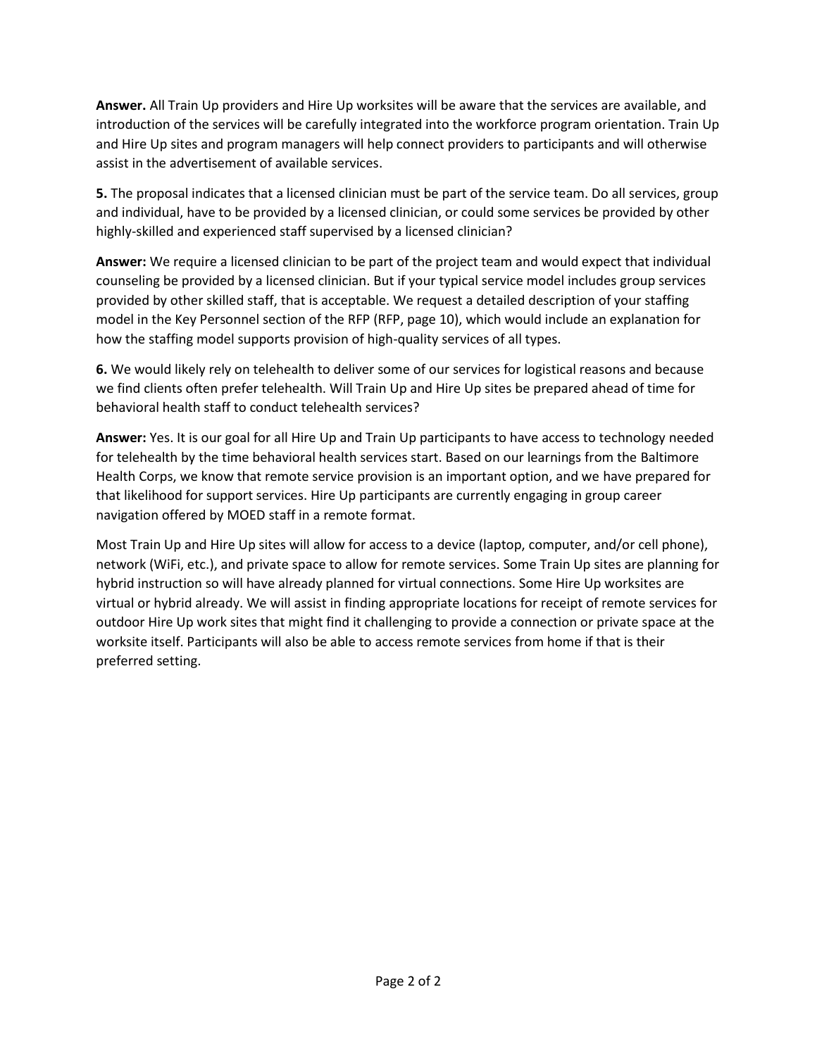**Answer.** All Train Up providers and Hire Up worksites will be aware that the services are available, and introduction of the services will be carefully integrated into the workforce program orientation. Train Up and Hire Up sites and program managers will help connect providers to participants and will otherwise assist in the advertisement of available services.

**5.** The proposal indicates that a licensed clinician must be part of the service team. Do all services, group and individual, have to be provided by a licensed clinician, or could some services be provided by other highly-skilled and experienced staff supervised by a licensed clinician?

**Answer:** We require a licensed clinician to be part of the project team and would expect that individual counseling be provided by a licensed clinician. But if your typical service model includes group services provided by other skilled staff, that is acceptable. We request a detailed description of your staffing model in the Key Personnel section of the RFP (RFP, page 10), which would include an explanation for how the staffing model supports provision of high-quality services of all types.

**6.** We would likely rely on telehealth to deliver some of our services for logistical reasons and because we find clients often prefer telehealth. Will Train Up and Hire Up sites be prepared ahead of time for behavioral health staff to conduct telehealth services?

**Answer:** Yes. It is our goal for all Hire Up and Train Up participants to have access to technology needed for telehealth by the time behavioral health services start. Based on our learnings from the Baltimore Health Corps, we know that remote service provision is an important option, and we have prepared for that likelihood for support services. Hire Up participants are currently engaging in group career navigation offered by MOED staff in a remote format.

Most Train Up and Hire Up sites will allow for access to a device (laptop, computer, and/or cell phone), network (WiFi, etc.), and private space to allow for remote services. Some Train Up sites are planning for hybrid instruction so will have already planned for virtual connections. Some Hire Up worksites are virtual or hybrid already. We will assist in finding appropriate locations for receipt of remote services for outdoor Hire Up work sites that might find it challenging to provide a connection or private space at the worksite itself. Participants will also be able to access remote services from home if that is their preferred setting.